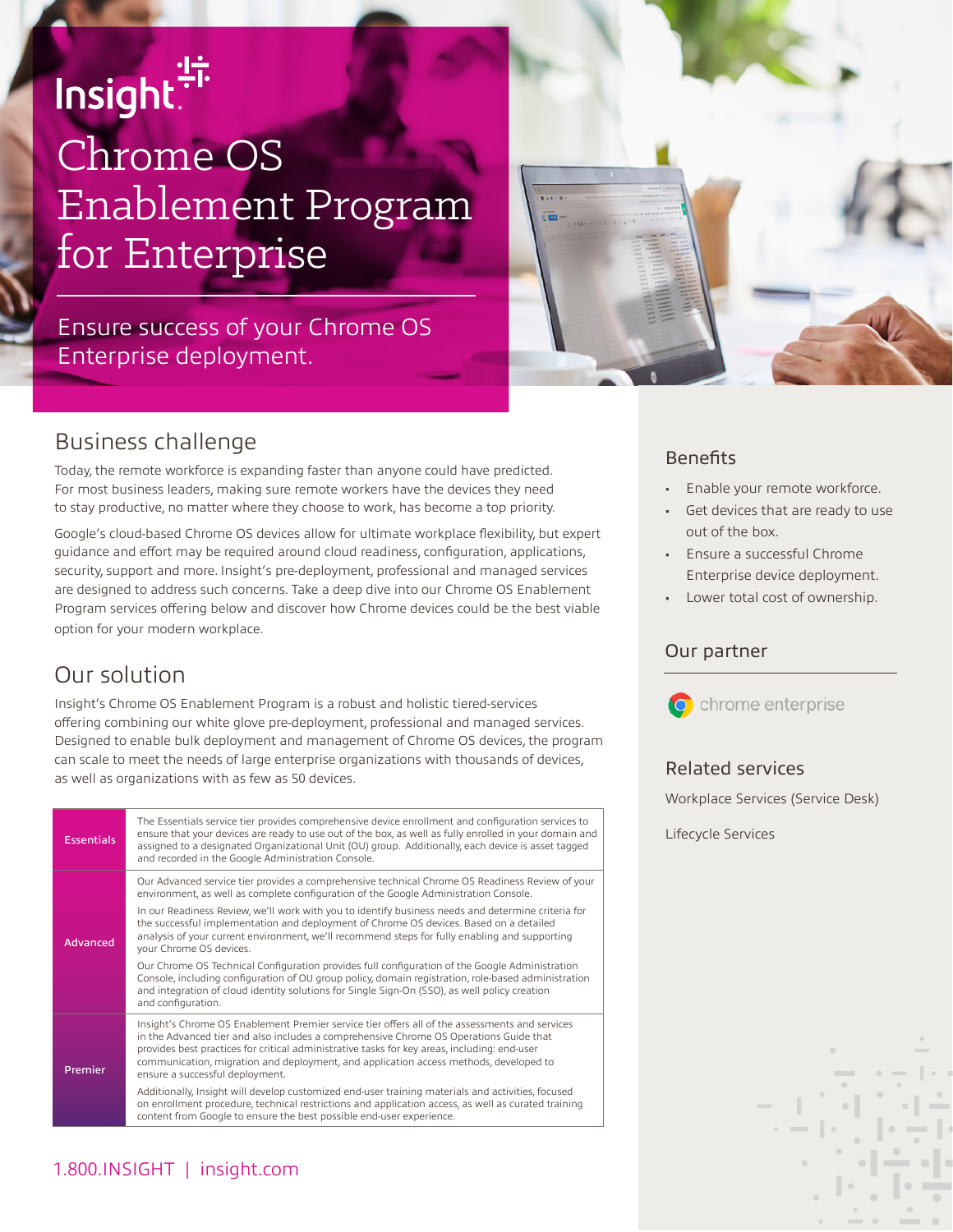Insight

# Chrome OS Enablement Program for Enterprise

Ensure success of your Chrome OS Enterprise deployment.

## Business challenge

Today, the remote workforce is expanding faster than anyone could have predicted. For most business leaders, making sure remote workers have the devices they need to stay productive, no matter where they choose to work, has become a top priority.

Google's cloud-based Chrome OS devices allow for ultimate workplace flexibility, but expert guidance and effort may be required around cloud readiness, configuration, applications, security, support and more. Insight's pre-deployment, professional and managed services are designed to address such concerns. Take a deep dive into our Chrome OS Enablement Program services offering below and discover how Chrome devices could be the best viable option for your modern workplace.

## Our solution

Insight's Chrome OS Enablement Program is a robust and holistic tiered-services offering combining our white glove pre-deployment, professional and managed services. Designed to enable bulk deployment and management of Chrome OS devices, the program can scale to meet the needs of large enterprise organizations with thousands of devices, as well as organizations with as few as 50 devices.

| Tier | Description |
|---|---|
| Essentials | The Essentials service tier provides comprehensive device enrollment and configuration services to ensure that your devices are ready to use out of the box, as well as fully enrolled in your domain and assigned to a designated Organizational Unit (OU) group. Additionally, each device is asset tagged and recorded in the Google Administration Console. |
| Advanced | Our Advanced service tier provides a comprehensive technical Chrome OS Readiness Review of your environment, as well as complete configuration of the Google Administration Console.<br><br>In our Readiness Review, we'll work with you to identify business needs and determine criteria for the successful implementation and deployment of Chrome OS devices. Based on a detailed analysis of your current environment, we'll recommend steps for fully enabling and supporting your Chrome OS devices.<br><br>Our Chrome OS Technical Configuration provides full configuration of the Google Administration Console, including configuration of OU group policy, domain registration, role-based administration and integration of cloud identity solutions for Single Sign-On (SSO), as well policy creation and configuration. |
| Premier | Insight's Chrome OS Enablement Premier service tier offers all of the assessments and services in the Advanced tier and also includes a comprehensive Chrome OS Operations Guide that provides best practices for critical administrative tasks for key areas, including: end-user communication, migration and deployment, and application access methods, developed to ensure a successful deployment.<br><br>Additionally, Insight will develop customized end-user training materials and activities, focused on enrollment procedure, technical restrictions and application access, as well as curated training content from Google to ensure the best possible end-user experience. |

1.800.INSIGHT | insight.com

### Benefits

- Enable your remote workforce.
- Get devices that are ready to use out of the box.
- Ensure a successful Chrome Enterprise device deployment.
- Lower total cost of ownership.

### Our partner

chrome enterprise

### Related services

Workplace Services (Service Desk)

Lifecycle Services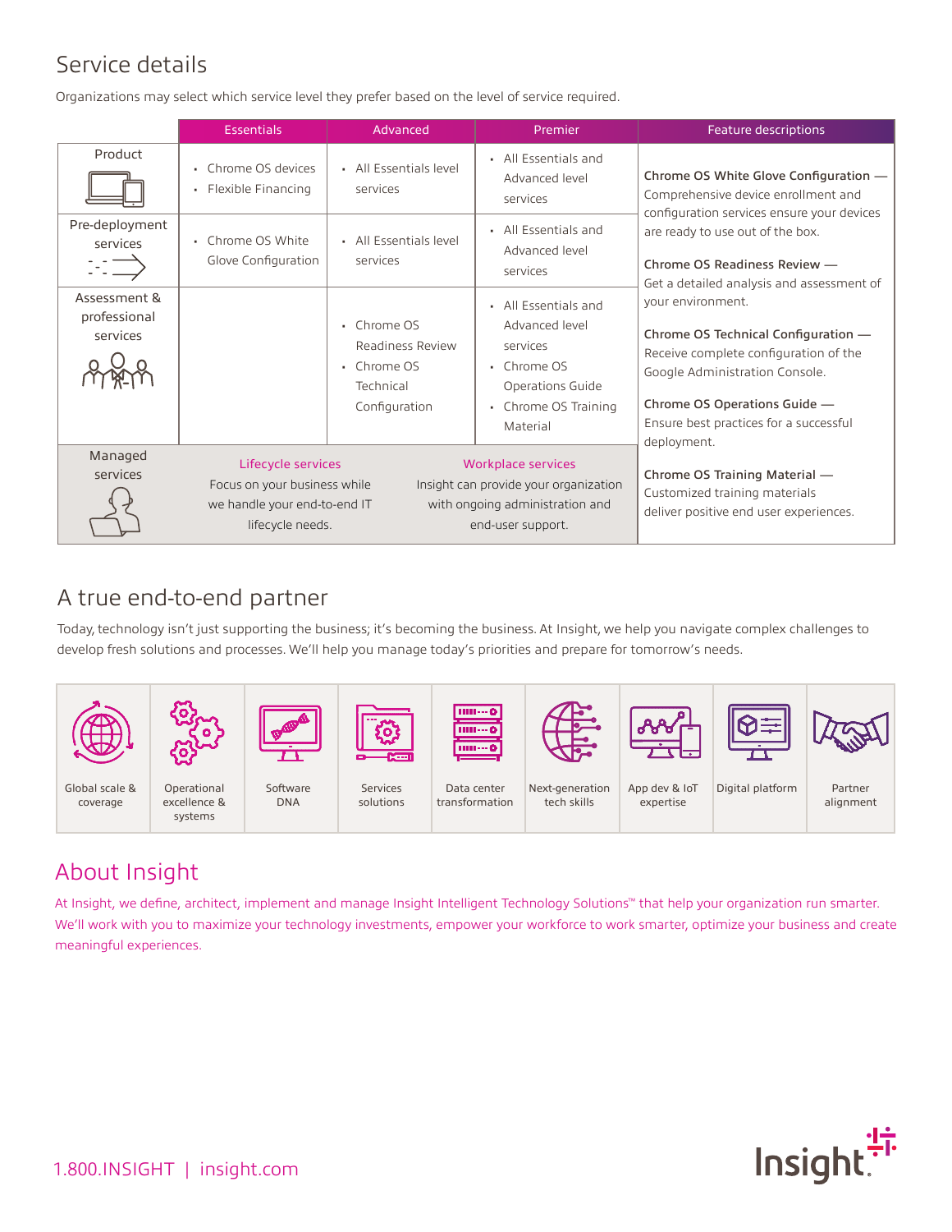## Service details

Organizations may select which service level they prefer based on the level of service required.

| | Essentials | Advanced | Premier |
|---|---|---|---|
| Product | • Chrome OS devices<br>• Flexible Financing | • All Essentials level services | • All Essentials and Advanced level services |
| Pre-deployment services | • Chrome OS White Glove Configuration | • All Essentials level services | • All Essentials and Advanced level services |
| Assessment & professional services | | • Chrome OS Readiness Review<br>• Chrome OS Technical Configuration | • All Essentials and Advanced level services<br>• Chrome OS Operations Guide<br>• Chrome OS Training Material |
| Managed services | **Lifecycle services** Focus on your business while we handle your end-to-end IT lifecycle needs. | | **Workplace services** Insight can provide your organization with ongoing administration and end-user support. |

**Feature descriptions**

**Chrome OS White Glove Configuration** — Comprehensive device enrollment and configuration services ensure your devices are ready to use out of the box.

**Chrome OS Readiness Review** — Get a detailed analysis and assessment of your environment.

**Chrome OS Technical Configuration** — Receive complete configuration of the Google Administration Console.

**Chrome OS Operations Guide** — Ensure best practices for a successful deployment.

**Chrome OS Training Material** — Customized training materials deliver positive end user experiences.

## A true end-to-end partner

Today, technology isn't just supporting the business; it's becoming the business. At Insight, we help you navigate complex challenges to develop fresh solutions and processes. We'll help you manage today's priorities and prepare for tomorrow's needs.

- Global scale & coverage
- Operational excellence & systems
- Software DNA
- Services solutions
- Data center transformation
- Next-generation tech skills
- App dev & IoT expertise
- Digital platform
- Partner alignment

## About Insight

At Insight, we define, architect, implement and manage Insight Intelligent Technology Solutions™ that help your organization run smarter. We'll work with you to maximize your technology investments, empower your workforce to work smarter, optimize your business and create meaningful experiences.

1.800.INSIGHT | insight.com

Insight